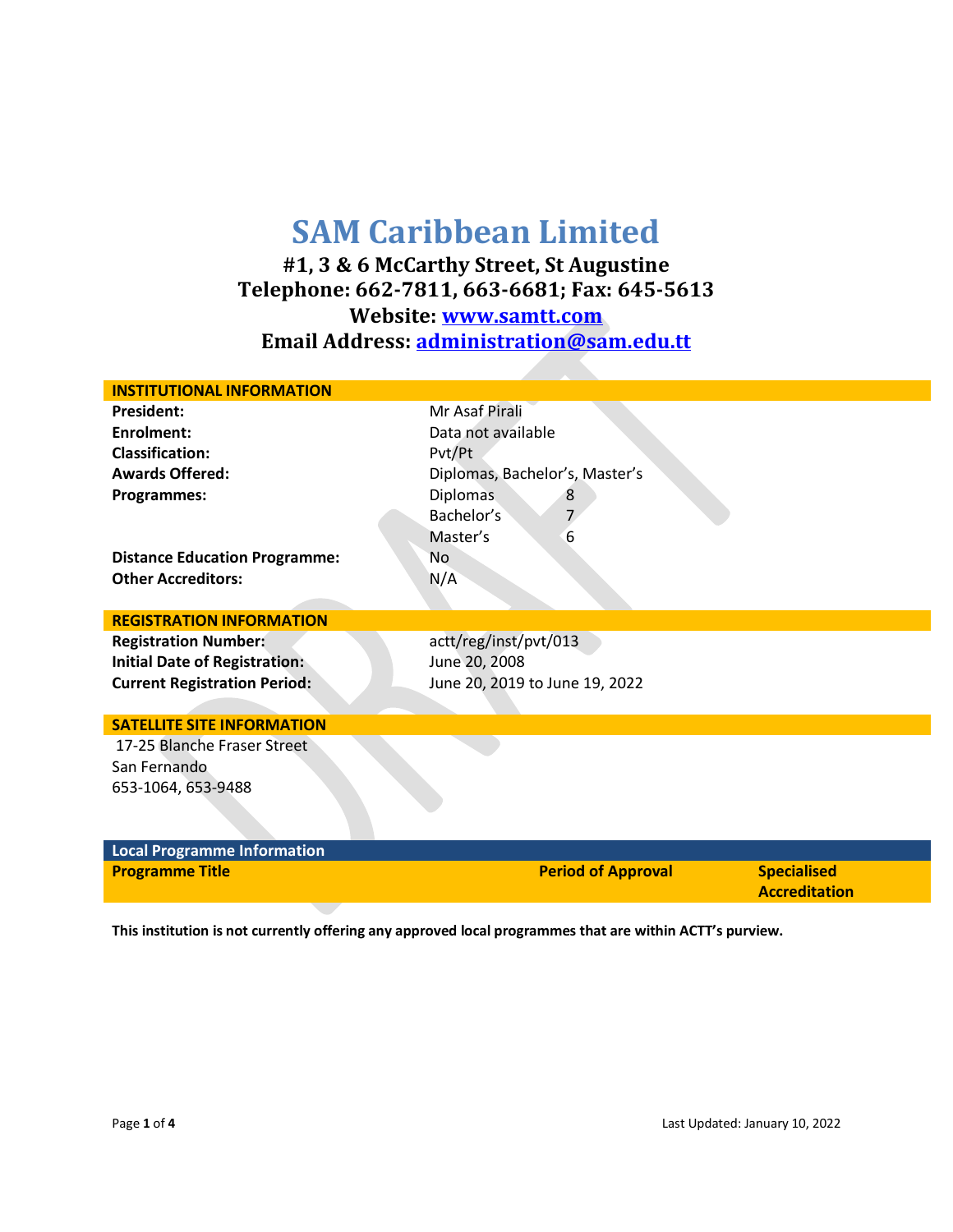# SAM Caribbean Limited

**#1, 3 & 6 McCarthy Street, St Augustine**
**Telephone: 662-7811, 663-6681; Fax: 645-5613**
**Website: www.samtt.com**
**Email Address: administration@sam.edu.tt**

## INSTITUTIONAL INFORMATION

| | |
|---|---|
| **President:** | Mr Asaf Pirali |
| **Enrolment:** | Data not available |
| **Classification:** | Pvt/Pt |
| **Awards Offered:** | Diplomas, Bachelor's, Master's |
| **Programmes:** | Diplomas 8 |
| | Bachelor's 7 |
| | Master's 6 |
| **Distance Education Programme:** | No |
| **Other Accreditors:** | N/A |

## REGISTRATION INFORMATION

| | |
|---|---|
| **Registration Number:** | actt/reg/inst/pvt/013 |
| **Initial Date of Registration:** | June 20, 2008 |
| **Current Registration Period:** | June 20, 2019 to June 19, 2022 |

## SATELLITE SITE INFORMATION

17-25 Blanche Fraser Street
San Fernando
653-1064, 653-9488

## Local Programme Information

| Programme Title | Period of Approval | Specialised Accreditation |
|---|---|---|

**This institution is not currently offering any approved local programmes that are within ACTT's purview.**

Last Updated: January 10, 2022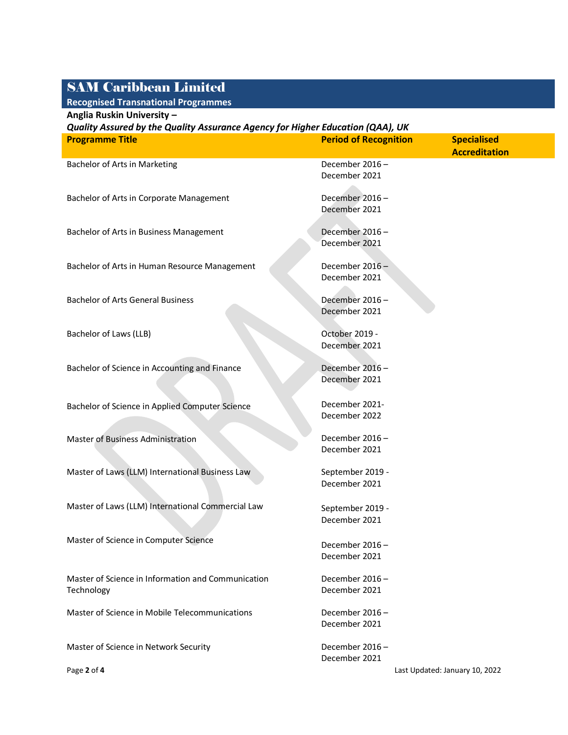# SAM Caribbean Limited

**Recognised Transnational Programmes**

**Anglia Ruskin University –**

***Quality Assured by the Quality Assurance Agency for Higher Education (QAA), UK***

| Programme Title | Period of Recognition | Specialised Accreditation |
|---|---|---|
| Bachelor of Arts in Marketing | December 2016 – December 2021 | |
| Bachelor of Arts in Corporate Management | December 2016 – December 2021 | |
| Bachelor of Arts in Business Management | December 2016 – December 2021 | |
| Bachelor of Arts in Human Resource Management | December 2016 – December 2021 | |
| Bachelor of Arts General Business | December 2016 – December 2021 | |
| Bachelor of Laws (LLB) | October 2019 - December 2021 | |
| Bachelor of Science in Accounting and Finance | December 2016 – December 2021 | |
| Bachelor of Science in Applied Computer Science | December 2021- December 2022 | |
| Master of Business Administration | December 2016 – December 2021 | |
| Master of Laws (LLM) International Business Law | September 2019 - December 2021 | |
| Master of Laws (LLM) International Commercial Law | September 2019 - December 2021 | |
| Master of Science in Computer Science | December 2016 – December 2021 | |
| Master of Science in Information and Communication Technology | December 2016 – December 2021 | |
| Master of Science in Mobile Telecommunications | December 2016 – December 2021 | |
| Master of Science in Network Security | December 2016 – December 2021 | |

Last Updated: January 10, 2022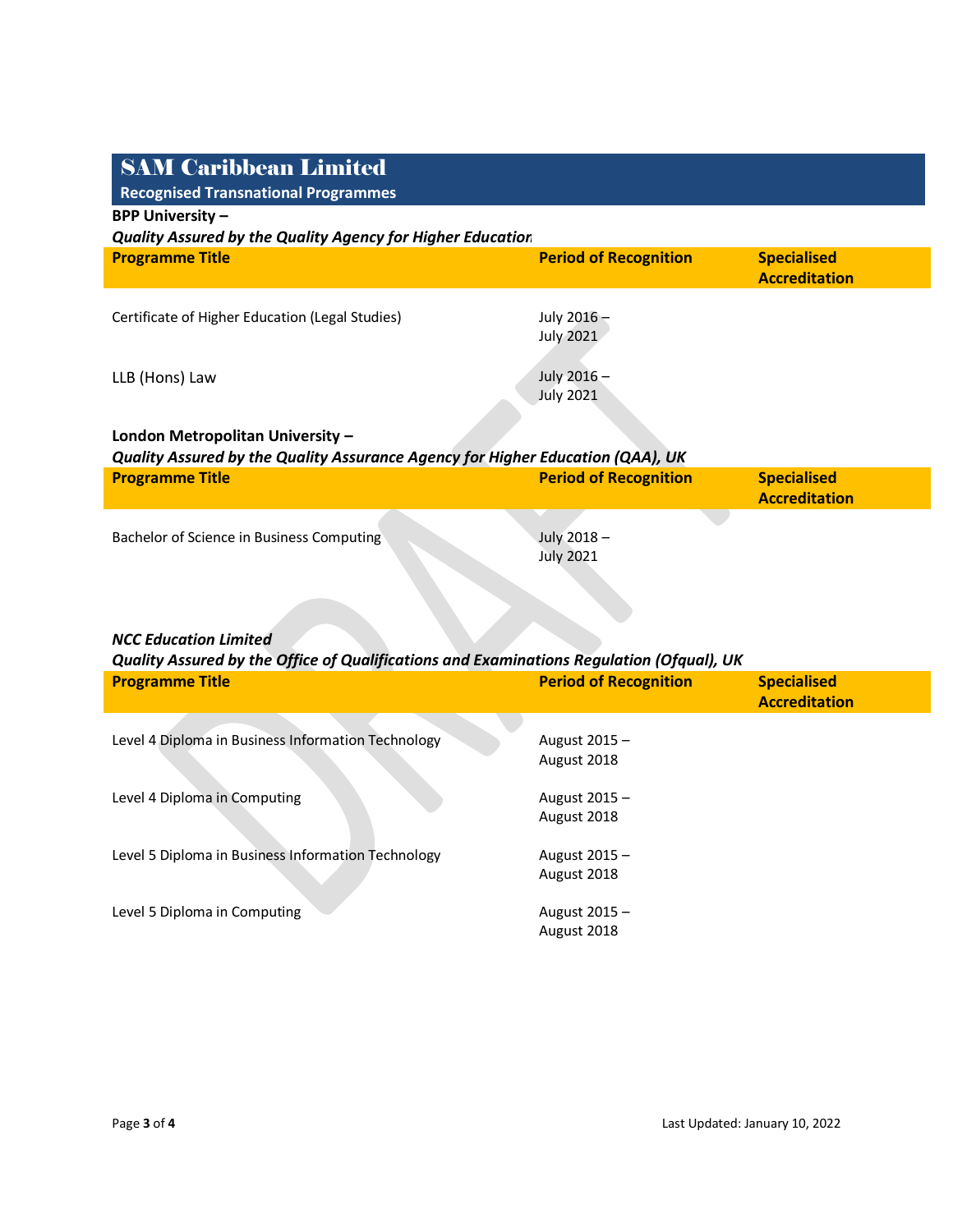# SAM Caribbean Limited

## Recognised Transnational Programmes

**BPP University –**

***Quality Assured by the Quality Agency for Higher Education***

| Programme Title | Period of Recognition | Specialised Accreditation |
|---|---|---|
| Certificate of Higher Education (Legal Studies) | July 2016 – July 2021 | |
| LLB (Hons) Law | July 2016 – July 2021 | |

**London Metropolitan University –**

***Quality Assured by the Quality Assurance Agency for Higher Education (QAA), UK***

| Programme Title | Period of Recognition | Specialised Accreditation |
|---|---|---|
| Bachelor of Science in Business Computing | July 2018 – July 2021 | |

***NCC Education Limited***

***Quality Assured by the Office of Qualifications and Examinations Regulation (Ofqual), UK***

| Programme Title | Period of Recognition | Specialised Accreditation |
|---|---|---|
| Level 4 Diploma in Business Information Technology | August 2015 – August 2018 | |
| Level 4 Diploma in Computing | August 2015 – August 2018 | |
| Level 5 Diploma in Business Information Technology | August 2015 – August 2018 | |
| Level 5 Diploma in Computing | August 2015 – August 2018 | |

Last Updated: January 10, 2022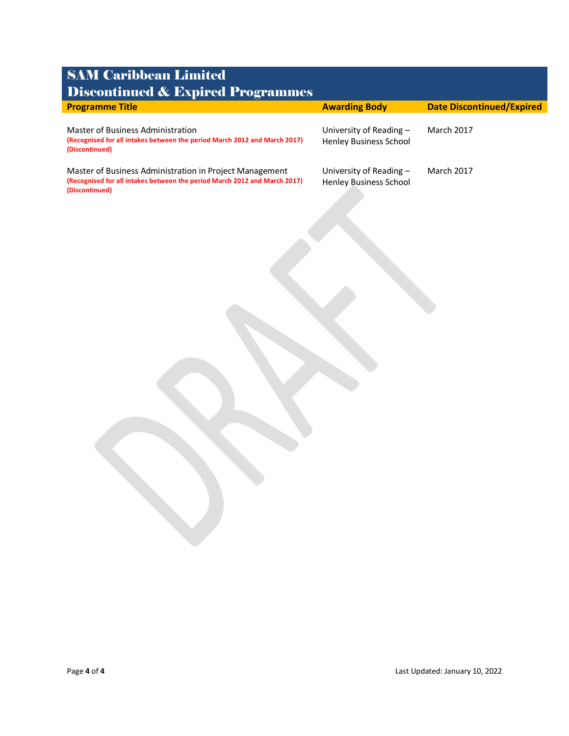# SAM Caribbean Limited
# Discontinued & Expired Programmes

| Programme Title | Awarding Body | Date Discontinued/Expired |
|---|---|---|
| Master of Business Administration **(Recognised for all intakes between the period March 2012 and March 2017) (Discontinued)** | University of Reading – Henley Business School | March 2017 |
| Master of Business Administration in Project Management **(Recognised for all intakes between the period March 2012 and March 2017) (Discontinued)** | University of Reading – Henley Business School | March 2017 |

DRAFT

Last Updated: January 10, 2022